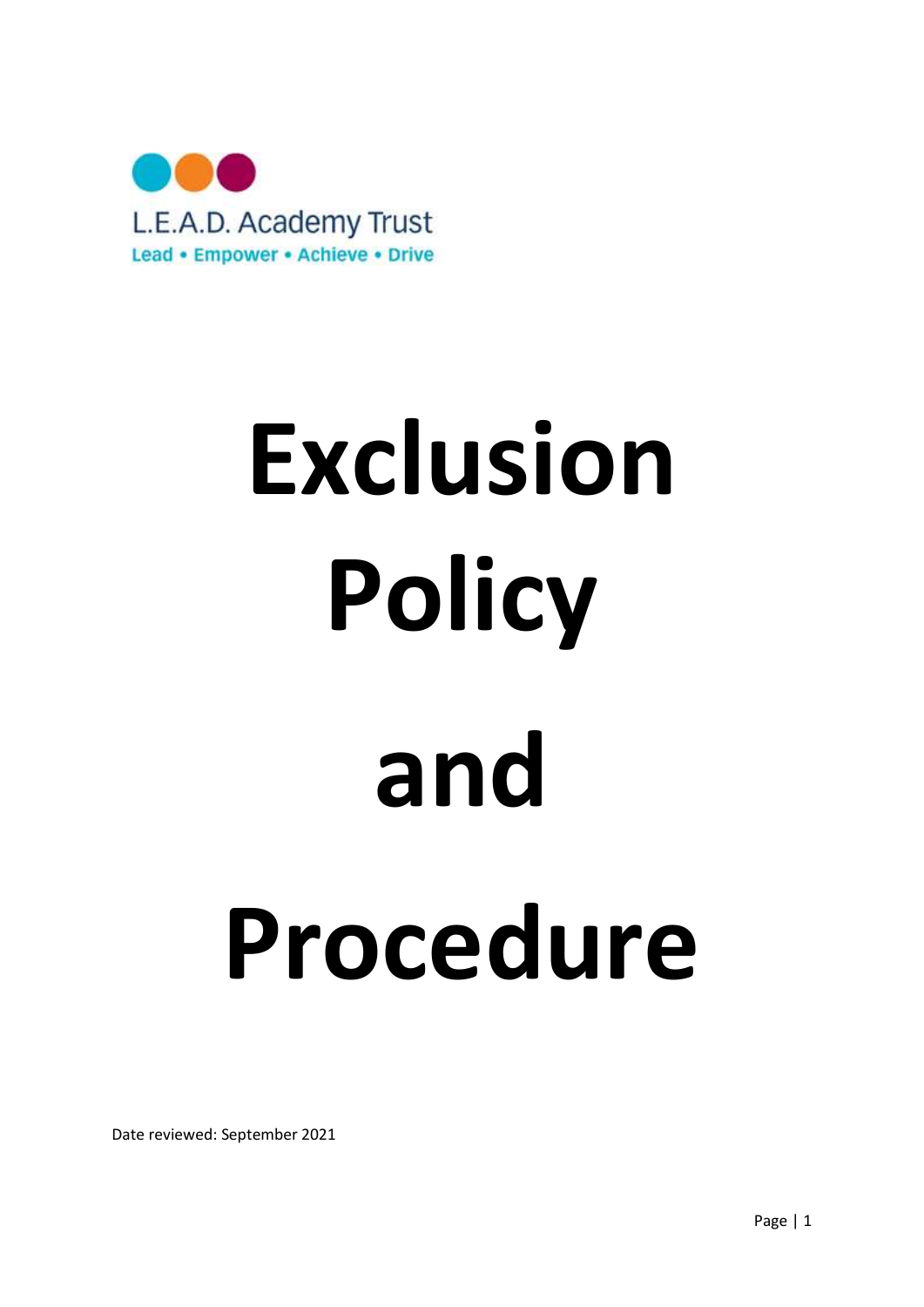L.E.A.D. Academy Trust

Lead • Empower • Achieve • Drive

# Exclusion Policy and Procedure

Date reviewed: September 2021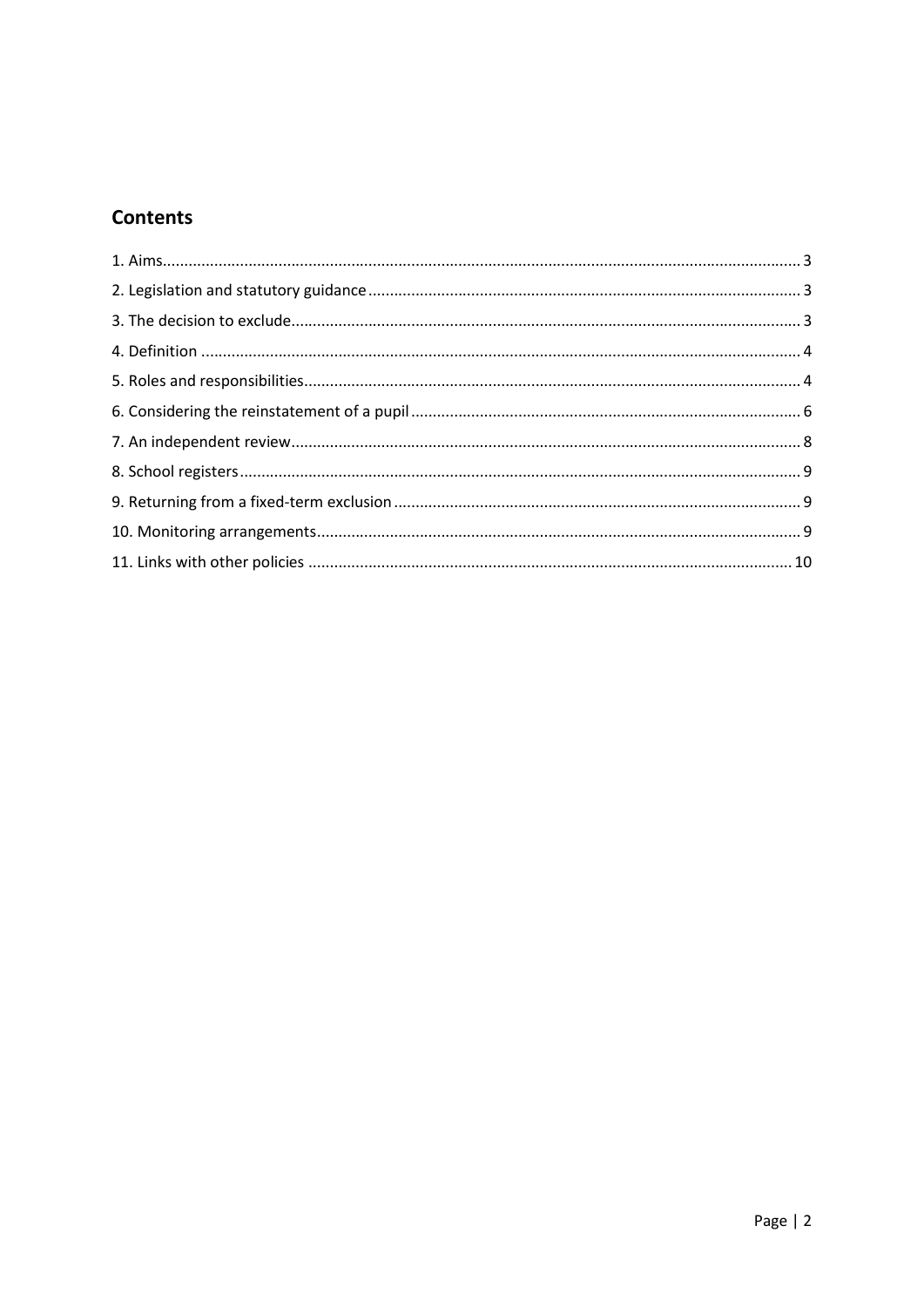## Contents

1. Aims....................................................................................................................................................... 3
2. Legislation and statutory guidance .................................................................................................... 3
3. The decision to exclude...................................................................................................................... 3
4. Definition ........................................................................................................................................... 4
5. Roles and responsibilities................................................................................................................... 4
6. Considering the reinstatement of a pupil .......................................................................................... 6
7. An independent review...................................................................................................................... 8
8. School registers .................................................................................................................................. 9
9. Returning from a fixed-term exclusion .............................................................................................. 9
10. Monitoring arrangements................................................................................................................ 9
11. Links with other policies ................................................................................................................ 10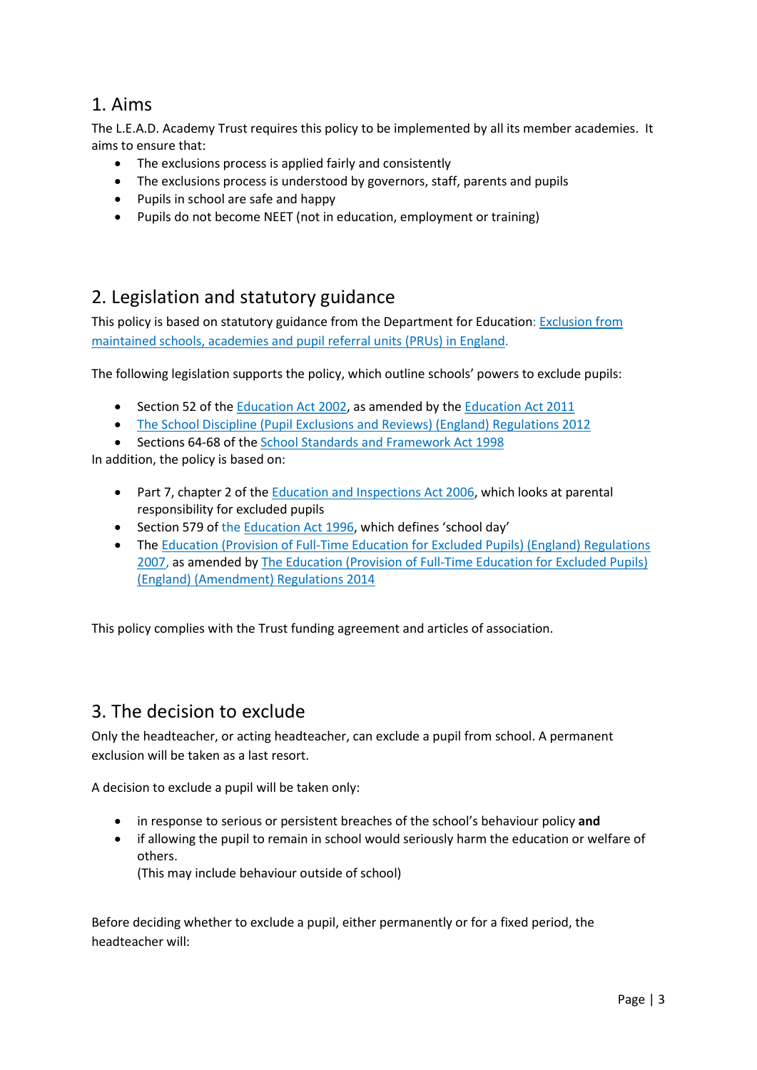## 1. Aims

The L.E.A.D. Academy Trust requires this policy to be implemented by all its member academies. It aims to ensure that:

- The exclusions process is applied fairly and consistently
- The exclusions process is understood by governors, staff, parents and pupils
- Pupils in school are safe and happy
- Pupils do not become NEET (not in education, employment or training)

## 2. Legislation and statutory guidance

This policy is based on statutory guidance from the Department for Education: Exclusion from maintained schools, academies and pupil referral units (PRUs) in England.

The following legislation supports the policy, which outline schools' powers to exclude pupils:

- Section 52 of the Education Act 2002, as amended by the Education Act 2011
- The School Discipline (Pupil Exclusions and Reviews) (England) Regulations 2012
- Sections 64-68 of the School Standards and Framework Act 1998

In addition, the policy is based on:

- Part 7, chapter 2 of the Education and Inspections Act 2006, which looks at parental responsibility for excluded pupils
- Section 579 of the Education Act 1996, which defines 'school day'
- The Education (Provision of Full-Time Education for Excluded Pupils) (England) Regulations 2007, as amended by The Education (Provision of Full-Time Education for Excluded Pupils) (England) (Amendment) Regulations 2014

This policy complies with the Trust funding agreement and articles of association.

## 3. The decision to exclude

Only the headteacher, or acting headteacher, can exclude a pupil from school. A permanent exclusion will be taken as a last resort.

A decision to exclude a pupil will be taken only:

- in response to serious or persistent breaches of the school's behaviour policy **and**
- if allowing the pupil to remain in school would seriously harm the education or welfare of others.
  (This may include behaviour outside of school)

Before deciding whether to exclude a pupil, either permanently or for a fixed period, the headteacher will: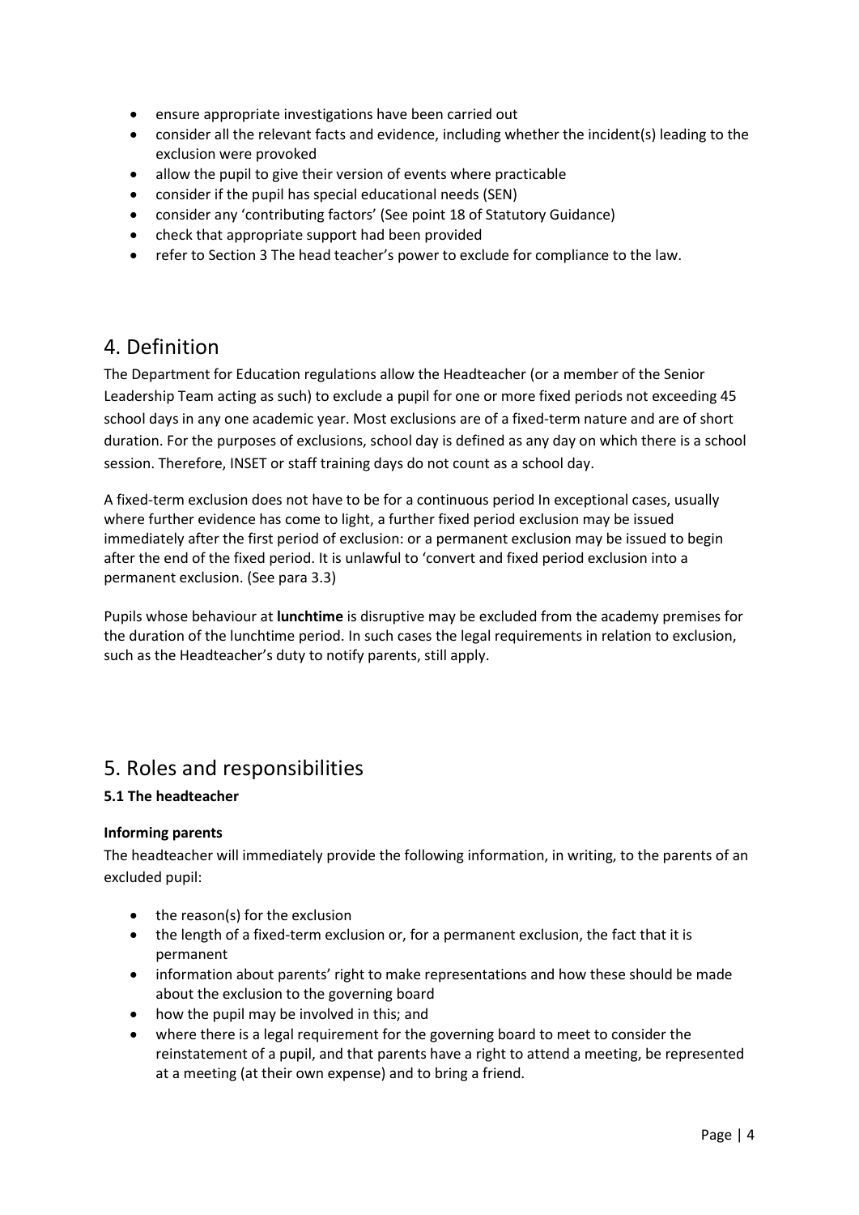- ensure appropriate investigations have been carried out
- consider all the relevant facts and evidence, including whether the incident(s) leading to the exclusion were provoked
- allow the pupil to give their version of events where practicable
- consider if the pupil has special educational needs (SEN)
- consider any 'contributing factors' (See point 18 of Statutory Guidance)
- check that appropriate support had been provided
- refer to Section 3 The head teacher's power to exclude for compliance to the law.

## 4. Definition

The Department for Education regulations allow the Headteacher (or a member of the Senior Leadership Team acting as such) to exclude a pupil for one or more fixed periods not exceeding 45 school days in any one academic year. Most exclusions are of a fixed-term nature and are of short duration. For the purposes of exclusions, school day is defined as any day on which there is a school session. Therefore, INSET or staff training days do not count as a school day.

A fixed-term exclusion does not have to be for a continuous period In exceptional cases, usually where further evidence has come to light, a further fixed period exclusion may be issued immediately after the first period of exclusion: or a permanent exclusion may be issued to begin after the end of the fixed period. It is unlawful to 'convert and fixed period exclusion into a permanent exclusion. (See para 3.3)

Pupils whose behaviour at **lunchtime** is disruptive may be excluded from the academy premises for the duration of the lunchtime period. In such cases the legal requirements in relation to exclusion, such as the Headteacher's duty to notify parents, still apply.

## 5. Roles and responsibilities

### 5.1 The headteacher

**Informing parents**

The headteacher will immediately provide the following information, in writing, to the parents of an excluded pupil:

- the reason(s) for the exclusion
- the length of a fixed-term exclusion or, for a permanent exclusion, the fact that it is permanent
- information about parents' right to make representations and how these should be made about the exclusion to the governing board
- how the pupil may be involved in this; and
- where there is a legal requirement for the governing board to meet to consider the reinstatement of a pupil, and that parents have a right to attend a meeting, be represented at a meeting (at their own expense) and to bring a friend.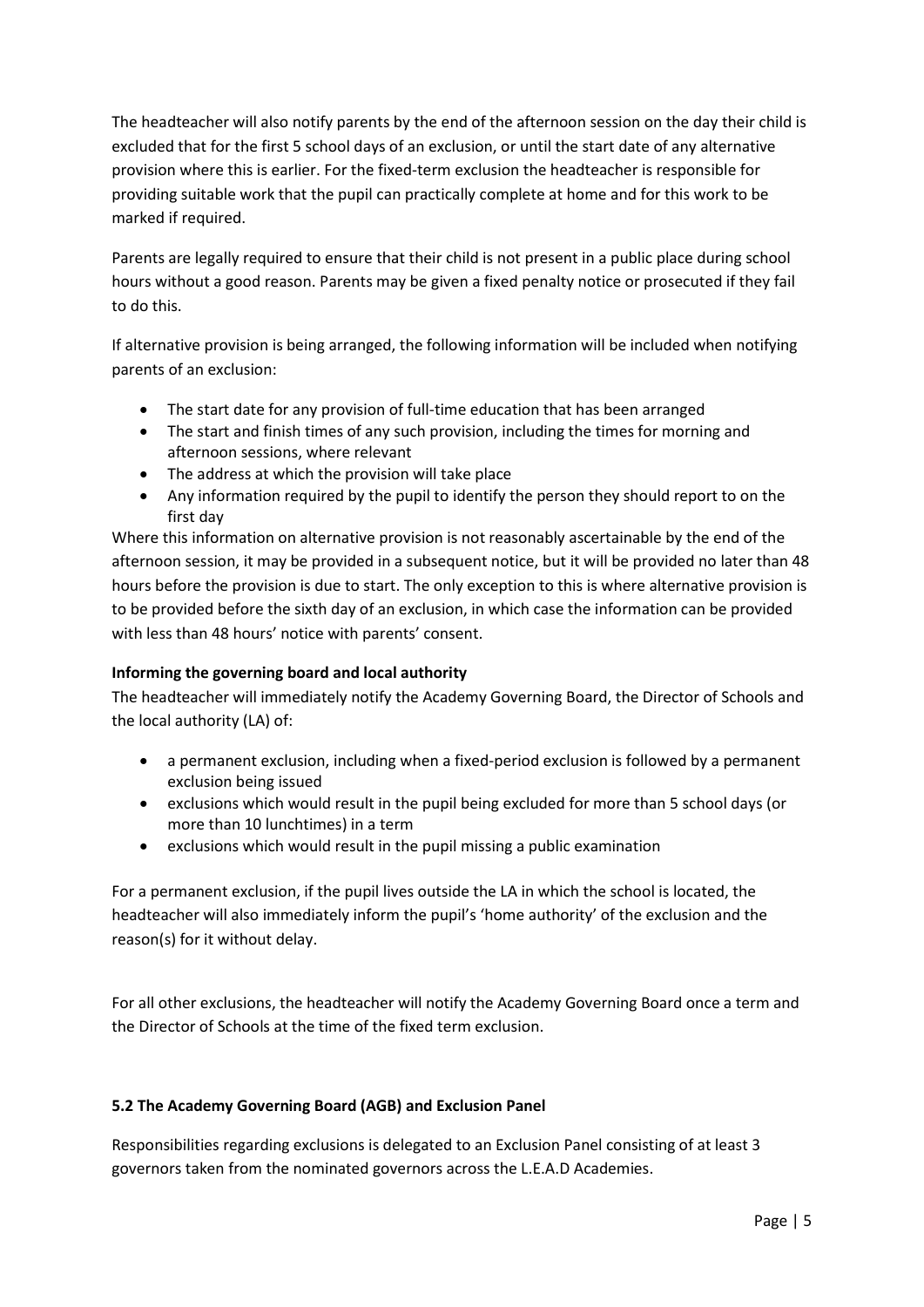The headteacher will also notify parents by the end of the afternoon session on the day their child is excluded that for the first 5 school days of an exclusion, or until the start date of any alternative provision where this is earlier. For the fixed-term exclusion the headteacher is responsible for providing suitable work that the pupil can practically complete at home and for this work to be marked if required.

Parents are legally required to ensure that their child is not present in a public place during school hours without a good reason. Parents may be given a fixed penalty notice or prosecuted if they fail to do this.

If alternative provision is being arranged, the following information will be included when notifying parents of an exclusion:

- The start date for any provision of full-time education that has been arranged
- The start and finish times of any such provision, including the times for morning and afternoon sessions, where relevant
- The address at which the provision will take place
- Any information required by the pupil to identify the person they should report to on the first day

Where this information on alternative provision is not reasonably ascertainable by the end of the afternoon session, it may be provided in a subsequent notice, but it will be provided no later than 48 hours before the provision is due to start. The only exception to this is where alternative provision is to be provided before the sixth day of an exclusion, in which case the information can be provided with less than 48 hours' notice with parents' consent.

**Informing the governing board and local authority**

The headteacher will immediately notify the Academy Governing Board, the Director of Schools and the local authority (LA) of:

- a permanent exclusion, including when a fixed-period exclusion is followed by a permanent exclusion being issued
- exclusions which would result in the pupil being excluded for more than 5 school days (or more than 10 lunchtimes) in a term
- exclusions which would result in the pupil missing a public examination

For a permanent exclusion, if the pupil lives outside the LA in which the school is located, the headteacher will also immediately inform the pupil's 'home authority' of the exclusion and the reason(s) for it without delay.

For all other exclusions, the headteacher will notify the Academy Governing Board once a term and the Director of Schools at the time of the fixed term exclusion.

### 5.2 The Academy Governing Board (AGB) and Exclusion Panel

Responsibilities regarding exclusions is delegated to an Exclusion Panel consisting of at least 3 governors taken from the nominated governors across the L.E.A.D Academies.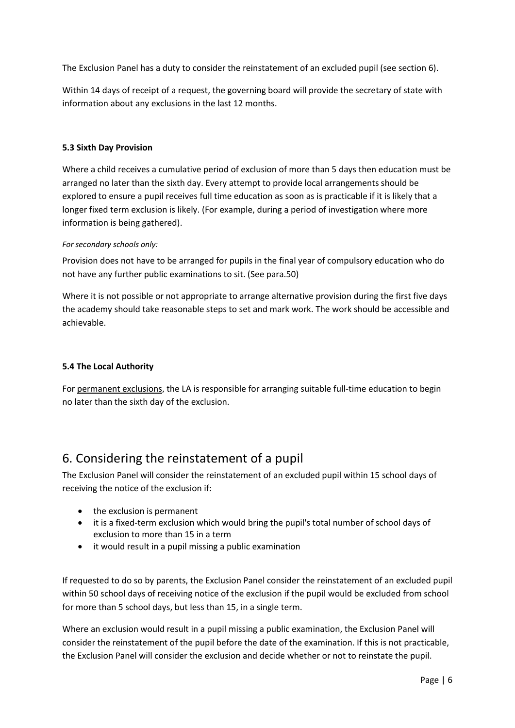The Exclusion Panel has a duty to consider the reinstatement of an excluded pupil (see section 6).

Within 14 days of receipt of a request, the governing board will provide the secretary of state with information about any exclusions in the last 12 months.

### 5.3 Sixth Day Provision

Where a child receives a cumulative period of exclusion of more than 5 days then education must be arranged no later than the sixth day. Every attempt to provide local arrangements should be explored to ensure a pupil receives full time education as soon as is practicable if it is likely that a longer fixed term exclusion is likely. (For example, during a period of investigation where more information is being gathered).

*For secondary schools only:*

Provision does not have to be arranged for pupils in the final year of compulsory education who do not have any further public examinations to sit. (See para.50)

Where it is not possible or not appropriate to arrange alternative provision during the first five days the academy should take reasonable steps to set and mark work. The work should be accessible and achievable.

### 5.4 The Local Authority

For permanent exclusions, the LA is responsible for arranging suitable full-time education to begin no later than the sixth day of the exclusion.

## 6. Considering the reinstatement of a pupil

The Exclusion Panel will consider the reinstatement of an excluded pupil within 15 school days of receiving the notice of the exclusion if:

- the exclusion is permanent
- it is a fixed-term exclusion which would bring the pupil's total number of school days of exclusion to more than 15 in a term
- it would result in a pupil missing a public examination

If requested to do so by parents, the Exclusion Panel consider the reinstatement of an excluded pupil within 50 school days of receiving notice of the exclusion if the pupil would be excluded from school for more than 5 school days, but less than 15, in a single term.

Where an exclusion would result in a pupil missing a public examination, the Exclusion Panel will consider the reinstatement of the pupil before the date of the examination. If this is not practicable, the Exclusion Panel will consider the exclusion and decide whether or not to reinstate the pupil.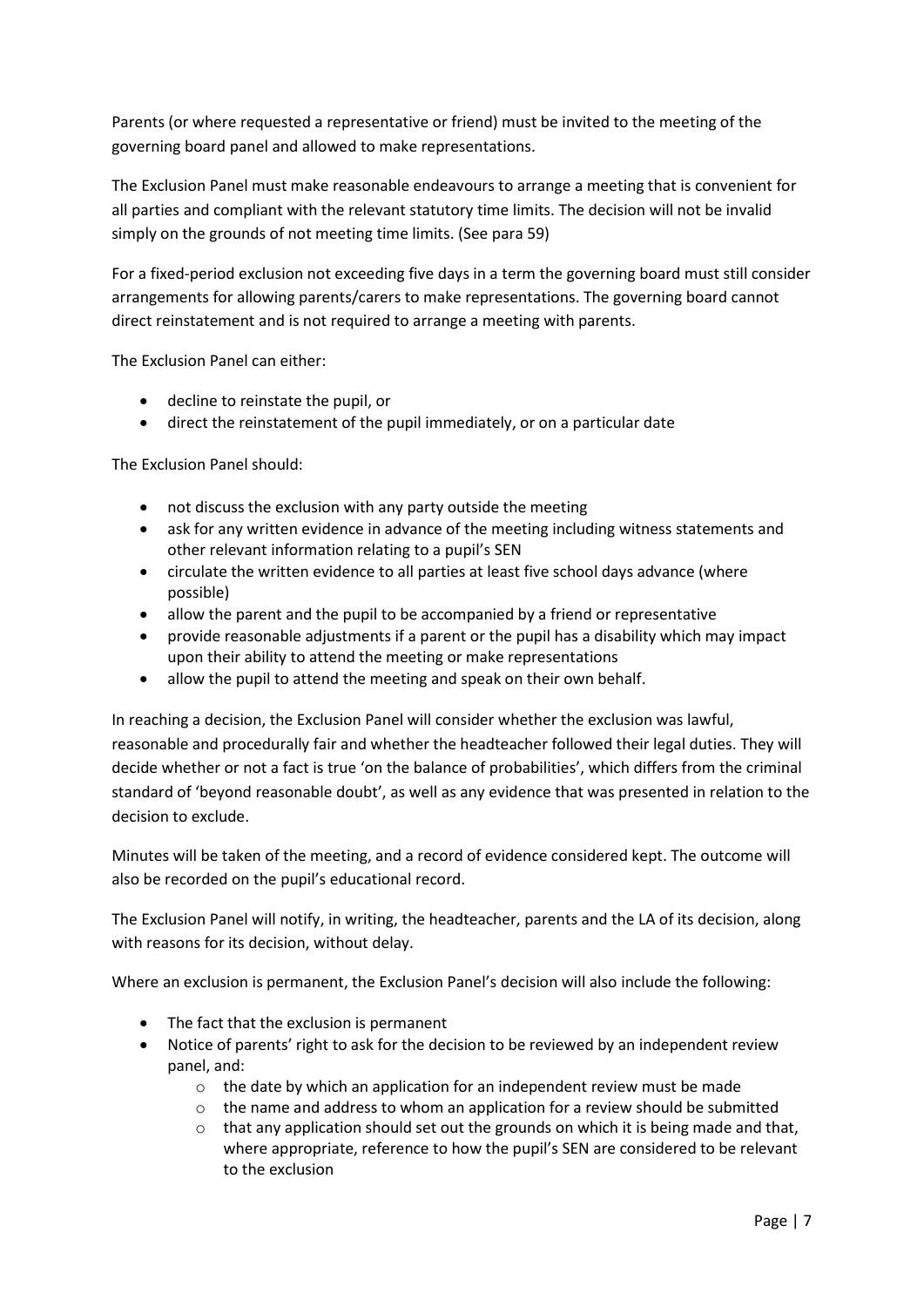Parents (or where requested a representative or friend) must be invited to the meeting of the governing board panel and allowed to make representations.

The Exclusion Panel must make reasonable endeavours to arrange a meeting that is convenient for all parties and compliant with the relevant statutory time limits. The decision will not be invalid simply on the grounds of not meeting time limits. (See para 59)

For a fixed-period exclusion not exceeding five days in a term the governing board must still consider arrangements for allowing parents/carers to make representations. The governing board cannot direct reinstatement and is not required to arrange a meeting with parents.

The Exclusion Panel can either:

- decline to reinstate the pupil, or
- direct the reinstatement of the pupil immediately, or on a particular date

The Exclusion Panel should:

- not discuss the exclusion with any party outside the meeting
- ask for any written evidence in advance of the meeting including witness statements and other relevant information relating to a pupil's SEN
- circulate the written evidence to all parties at least five school days advance (where possible)
- allow the parent and the pupil to be accompanied by a friend or representative
- provide reasonable adjustments if a parent or the pupil has a disability which may impact upon their ability to attend the meeting or make representations
- allow the pupil to attend the meeting and speak on their own behalf.

In reaching a decision, the Exclusion Panel will consider whether the exclusion was lawful, reasonable and procedurally fair and whether the headteacher followed their legal duties. They will decide whether or not a fact is true 'on the balance of probabilities', which differs from the criminal standard of 'beyond reasonable doubt', as well as any evidence that was presented in relation to the decision to exclude.

Minutes will be taken of the meeting, and a record of evidence considered kept. The outcome will also be recorded on the pupil's educational record.

The Exclusion Panel will notify, in writing, the headteacher, parents and the LA of its decision, along with reasons for its decision, without delay.

Where an exclusion is permanent, the Exclusion Panel's decision will also include the following:

- The fact that the exclusion is permanent
- Notice of parents' right to ask for the decision to be reviewed by an independent review panel, and:
  - the date by which an application for an independent review must be made
  - the name and address to whom an application for a review should be submitted
  - that any application should set out the grounds on which it is being made and that, where appropriate, reference to how the pupil's SEN are considered to be relevant to the exclusion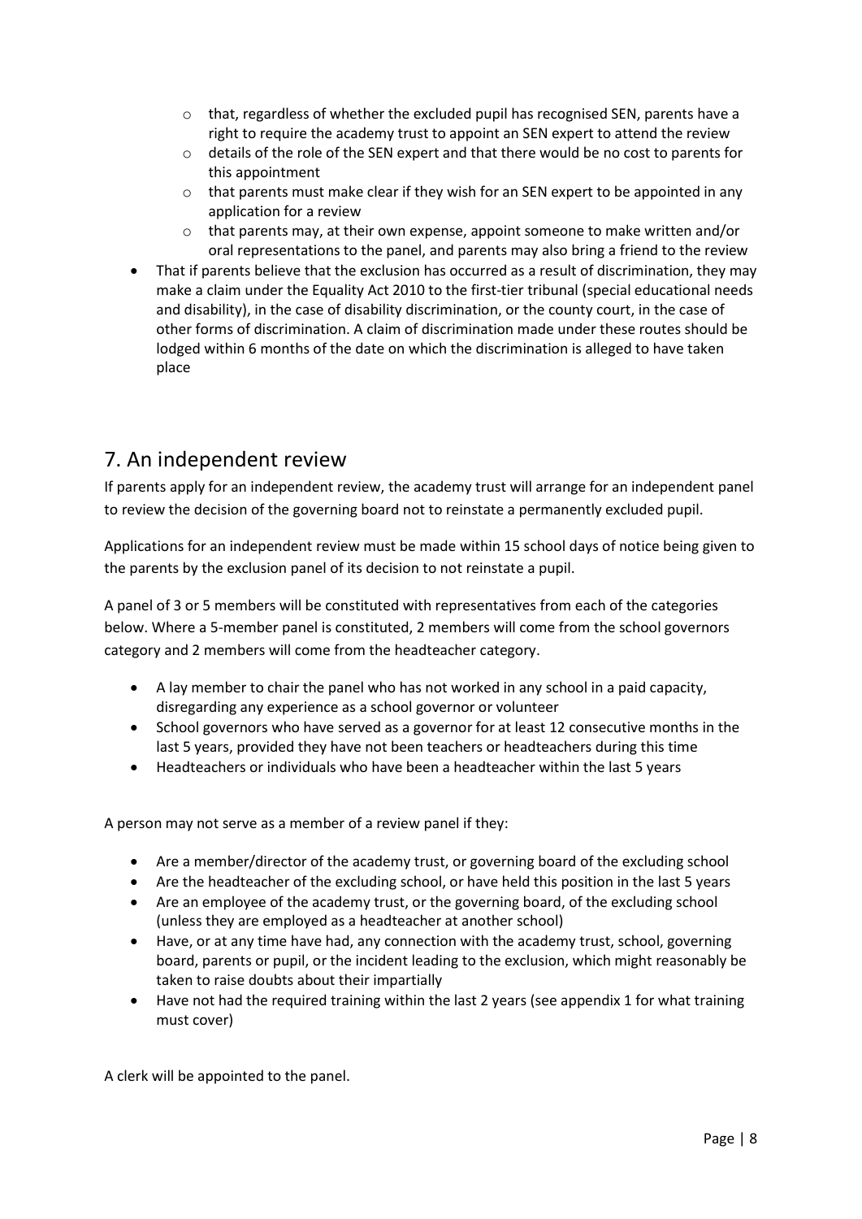- that, regardless of whether the excluded pupil has recognised SEN, parents have a right to require the academy trust to appoint an SEN expert to attend the review
    - details of the role of the SEN expert and that there would be no cost to parents for this appointment
    - that parents must make clear if they wish for an SEN expert to be appointed in any application for a review
    - that parents may, at their own expense, appoint someone to make written and/or oral representations to the panel, and parents may also bring a friend to the review
- That if parents believe that the exclusion has occurred as a result of discrimination, they may make a claim under the Equality Act 2010 to the first-tier tribunal (special educational needs and disability), in the case of disability discrimination, or the county court, in the case of other forms of discrimination. A claim of discrimination made under these routes should be lodged within 6 months of the date on which the discrimination is alleged to have taken place

## 7. An independent review

If parents apply for an independent review, the academy trust will arrange for an independent panel to review the decision of the governing board not to reinstate a permanently excluded pupil.

Applications for an independent review must be made within 15 school days of notice being given to the parents by the exclusion panel of its decision to not reinstate a pupil.

A panel of 3 or 5 members will be constituted with representatives from each of the categories below. Where a 5-member panel is constituted, 2 members will come from the school governors category and 2 members will come from the headteacher category.

- A lay member to chair the panel who has not worked in any school in a paid capacity, disregarding any experience as a school governor or volunteer
- School governors who have served as a governor for at least 12 consecutive months in the last 5 years, provided they have not been teachers or headteachers during this time
- Headteachers or individuals who have been a headteacher within the last 5 years

A person may not serve as a member of a review panel if they:

- Are a member/director of the academy trust, or governing board of the excluding school
- Are the headteacher of the excluding school, or have held this position in the last 5 years
- Are an employee of the academy trust, or the governing board, of the excluding school (unless they are employed as a headteacher at another school)
- Have, or at any time have had, any connection with the academy trust, school, governing board, parents or pupil, or the incident leading to the exclusion, which might reasonably be taken to raise doubts about their impartially
- Have not had the required training within the last 2 years (see appendix 1 for what training must cover)

A clerk will be appointed to the panel.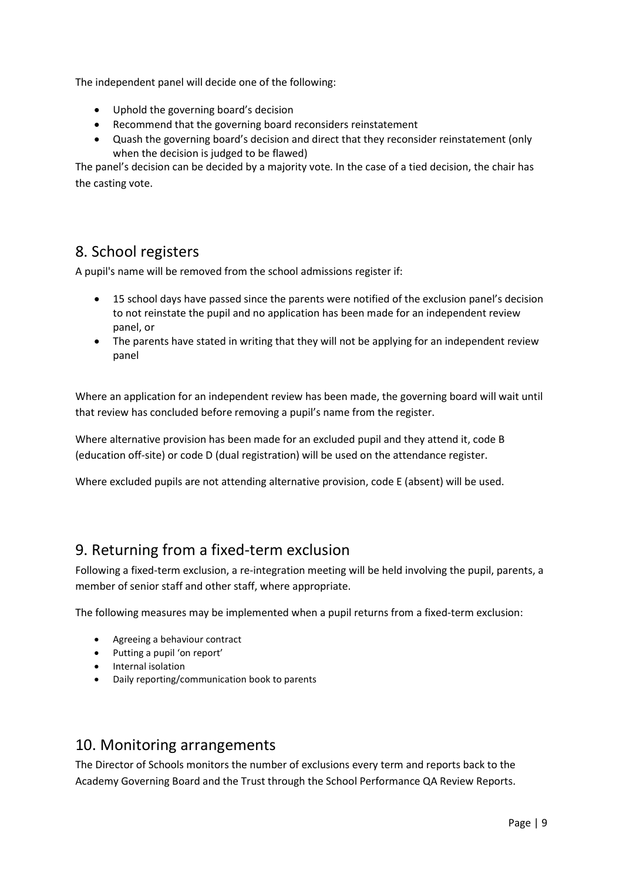The independent panel will decide one of the following:

- Uphold the governing board's decision
- Recommend that the governing board reconsiders reinstatement
- Quash the governing board's decision and direct that they reconsider reinstatement (only when the decision is judged to be flawed)

The panel's decision can be decided by a majority vote. In the case of a tied decision, the chair has the casting vote.

## 8. School registers

A pupil's name will be removed from the school admissions register if:

- 15 school days have passed since the parents were notified of the exclusion panel's decision to not reinstate the pupil and no application has been made for an independent review panel, or
- The parents have stated in writing that they will not be applying for an independent review panel

Where an application for an independent review has been made, the governing board will wait until that review has concluded before removing a pupil's name from the register.

Where alternative provision has been made for an excluded pupil and they attend it, code B (education off-site) or code D (dual registration) will be used on the attendance register.

Where excluded pupils are not attending alternative provision, code E (absent) will be used.

## 9. Returning from a fixed-term exclusion

Following a fixed-term exclusion, a re-integration meeting will be held involving the pupil, parents, a member of senior staff and other staff, where appropriate.

The following measures may be implemented when a pupil returns from a fixed-term exclusion:

- Agreeing a behaviour contract
- Putting a pupil 'on report'
- Internal isolation
- Daily reporting/communication book to parents

## 10. Monitoring arrangements

The Director of Schools monitors the number of exclusions every term and reports back to the Academy Governing Board and the Trust through the School Performance QA Review Reports.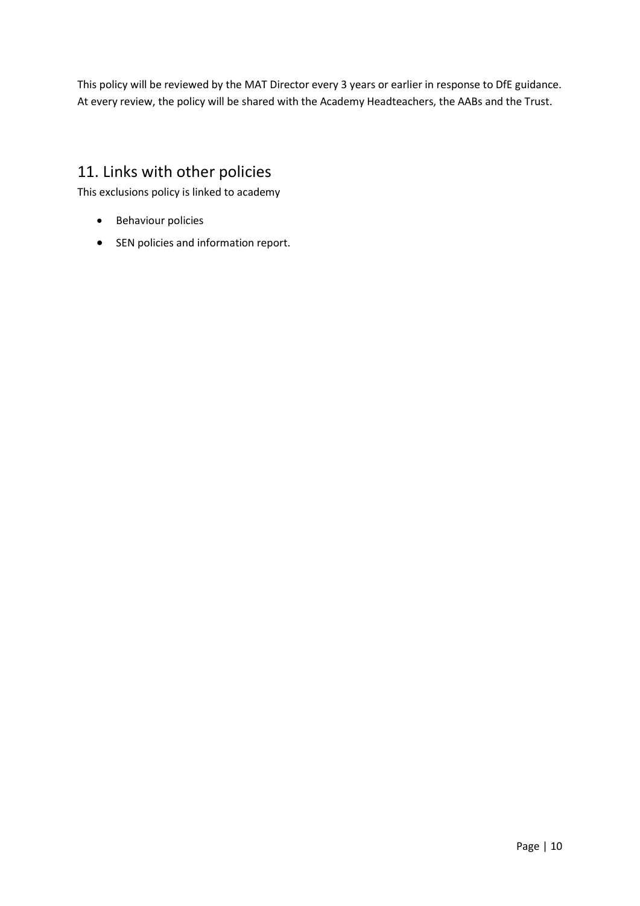This policy will be reviewed by the MAT Director every 3 years or earlier in response to DfE guidance. At every review, the policy will be shared with the Academy Headteachers, the AABs and the Trust.

## 11. Links with other policies

This exclusions policy is linked to academy

- Behaviour policies
- SEN policies and information report.